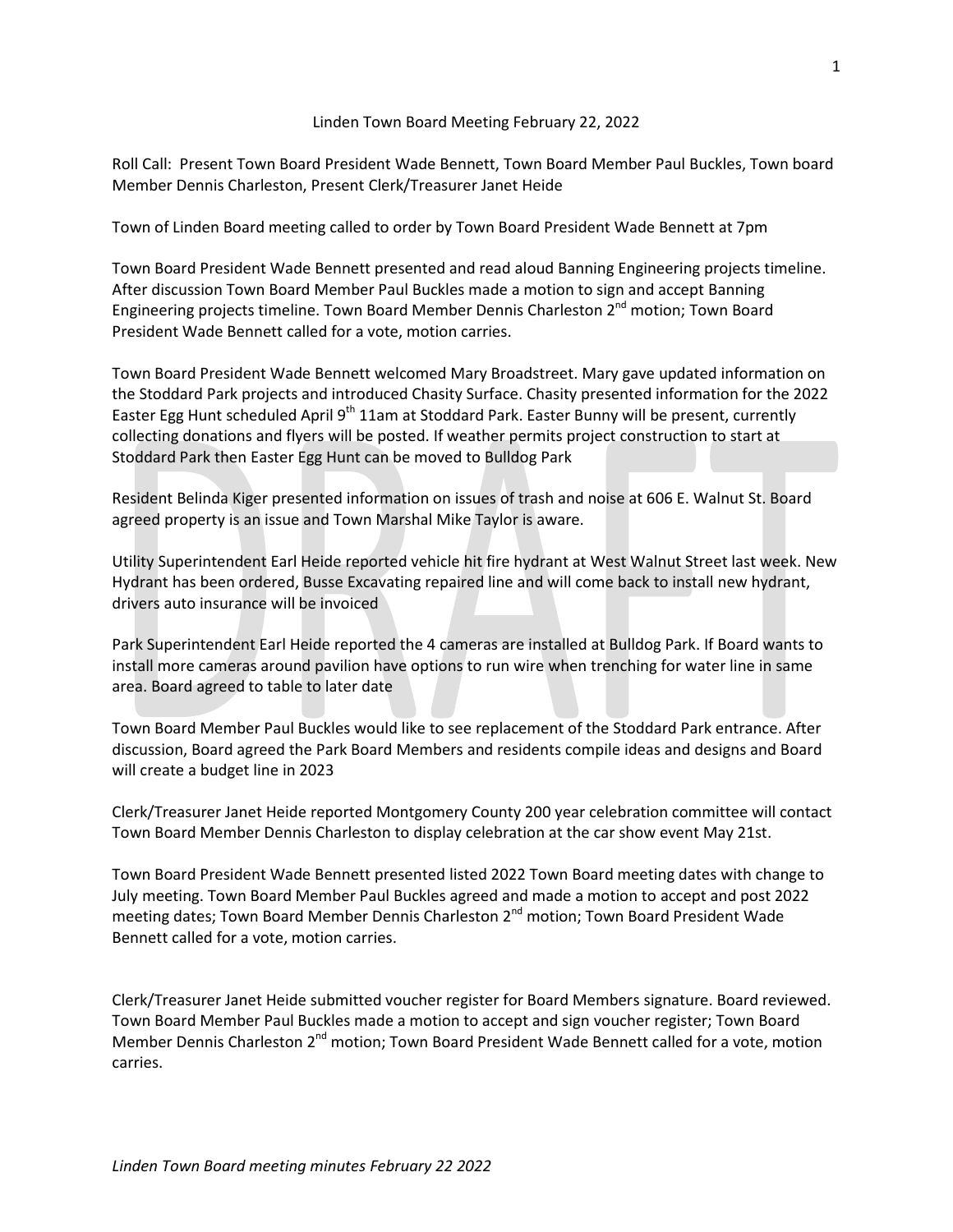# Linden Town Board Meeting February 22, 2022

Roll Call: Present Town Board President Wade Bennett, Town Board Member Paul Buckles, Town board Member Dennis Charleston, Present Clerk/Treasurer Janet Heide

Town of Linden Board meeting called to order by Town Board President Wade Bennett at 7pm

Town Board President Wade Bennett presented and read aloud Banning Engineering projects timeline. After discussion Town Board Member Paul Buckles made a motion to sign and accept Banning Engineering projects timeline. Town Board Member Dennis Charleston 2nd motion; Town Board President Wade Bennett called for a vote, motion carries.

Town Board President Wade Bennett welcomed Mary Broadstreet. Mary gave updated information on the Stoddard Park projects and introduced Chasity Surface. Chasity presented information for the 2022 Easter Egg Hunt scheduled April 9th 11am at Stoddard Park. Easter Bunny will be present, currently collecting donations and flyers will be posted. If weather permits project construction to start at Stoddard Park then Easter Egg Hunt can be moved to Bulldog Park

Resident Belinda Kiger presented information on issues of trash and noise at 606 E. Walnut St. Board agreed property is an issue and Town Marshal Mike Taylor is aware.

Utility Superintendent Earl Heide reported vehicle hit fire hydrant at West Walnut Street last week. New Hydrant has been ordered, Busse Excavating repaired line and will come back to install new hydrant, drivers auto insurance will be invoiced

Park Superintendent Earl Heide reported the 4 cameras are installed at Bulldog Park. If Board wants to install more cameras around pavilion have options to run wire when trenching for water line in same area. Board agreed to table to later date

Town Board Member Paul Buckles would like to see replacement of the Stoddard Park entrance. After discussion, Board agreed the Park Board Members and residents compile ideas and designs and Board will create a budget line in 2023

Clerk/Treasurer Janet Heide reported Montgomery County 200 year celebration committee will contact Town Board Member Dennis Charleston to display celebration at the car show event May 21st.

Town Board President Wade Bennett presented listed 2022 Town Board meeting dates with change to July meeting. Town Board Member Paul Buckles agreed and made a motion to accept and post 2022 meeting dates; Town Board Member Dennis Charleston 2nd motion; Town Board President Wade Bennett called for a vote, motion carries.

Clerk/Treasurer Janet Heide submitted voucher register for Board Members signature. Board reviewed. Town Board Member Paul Buckles made a motion to accept and sign voucher register; Town Board Member Dennis Charleston 2nd motion; Town Board President Wade Bennett called for a vote, motion carries.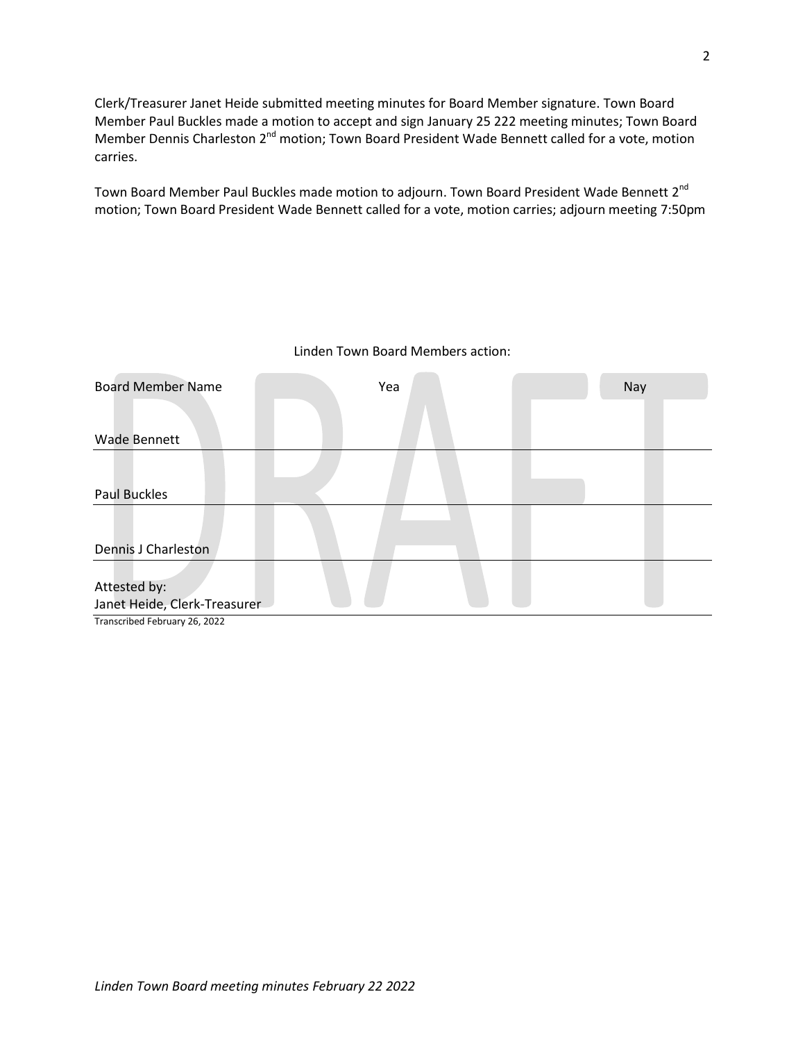Clerk/Treasurer Janet Heide submitted meeting minutes for Board Member signature. Town Board Member Paul Buckles made a motion to accept and sign January 25 222 meeting minutes; Town Board Member Dennis Charleston 2nd motion; Town Board President Wade Bennett called for a vote, motion carries.

Town Board Member Paul Buckles made motion to adjourn. Town Board President Wade Bennett 2nd motion; Town Board President Wade Bennett called for a vote, motion carries; adjourn meeting 7:50pm

Linden Town Board Members action:

| Board Member Name | Yea | Nay |
|---|---|---|
| Wade Bennett | | |
| Paul Buckles | | |
| Dennis J Charleston | | |
| Attested by: Janet Heide, Clerk-Treasurer | | |

Transcribed February 26, 2022

DRAFT

*Linden Town Board meeting minutes February 22 2022*